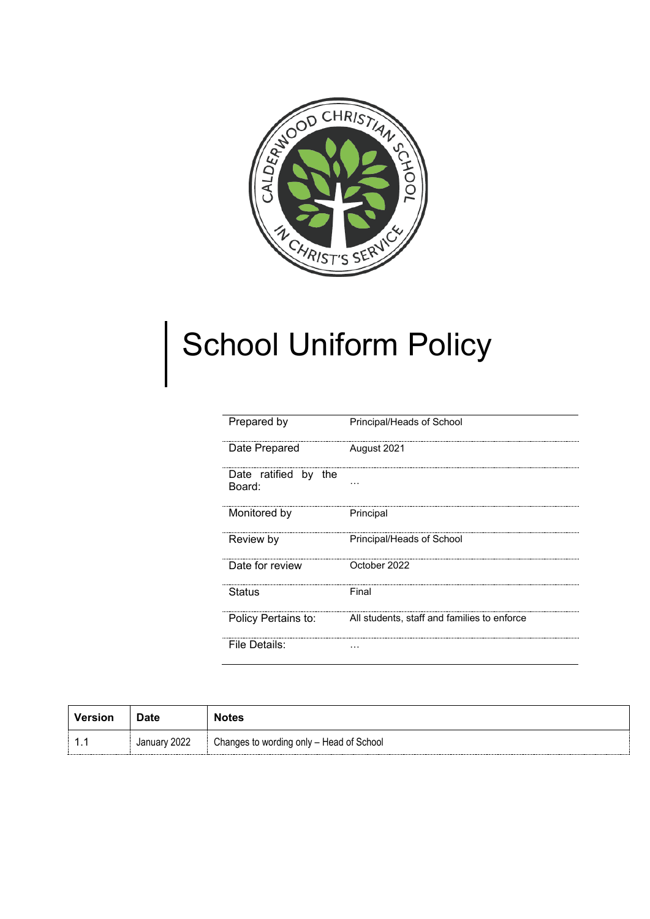# School Uniform Policy

| Prepared by | Principal/Heads of School |
|---|---|
| Date Prepared | August 2021 |
| Date ratified by the Board: | … |
| Monitored by | Principal |
| Review by | Principal/Heads of School |
| Date for review | October 2022 |
| Status | Final |
| Policy Pertains to: | All students, staff and families to enforce |
| File Details: | … |

| Version | Date | Notes |
|---|---|---|
| 1.1 | January 2022 | Changes to wording only – Head of School |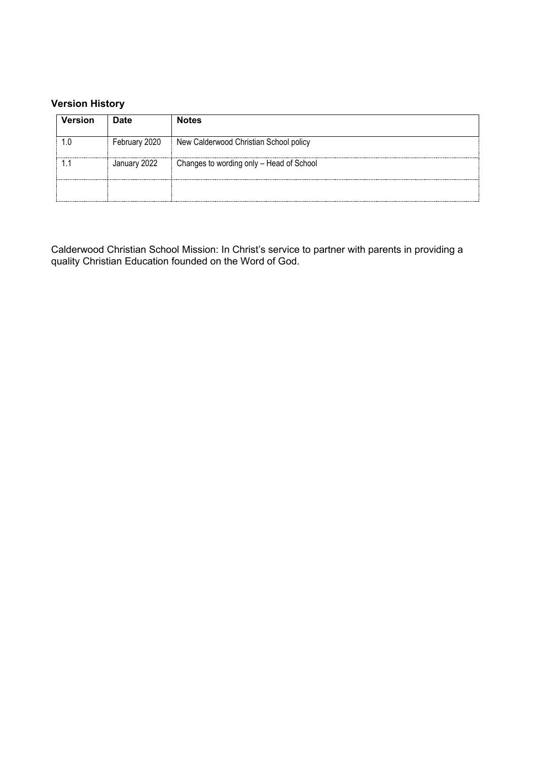### Version History

| Version | Date | Notes |
|---|---|---|
| 1.0 | February 2020 | New Calderwood Christian School policy |
| 1.1 | January 2022 | Changes to wording only – Head of School |
| | | |

Calderwood Christian School Mission: In Christ's service to partner with parents in providing a quality Christian Education founded on the Word of God.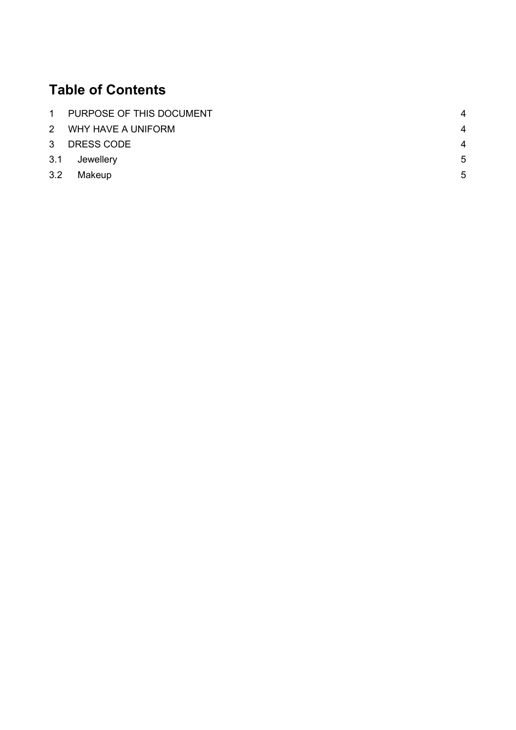# Table of Contents

| | | |
|---|---|---|
| 1 | PURPOSE OF THIS DOCUMENT | 4 |
| 2 | WHY HAVE A UNIFORM | 4 |
| 3 | DRESS CODE | 4 |
| 3.1 | Jewellery | 5 |
| 3.2 | Makeup | 5 |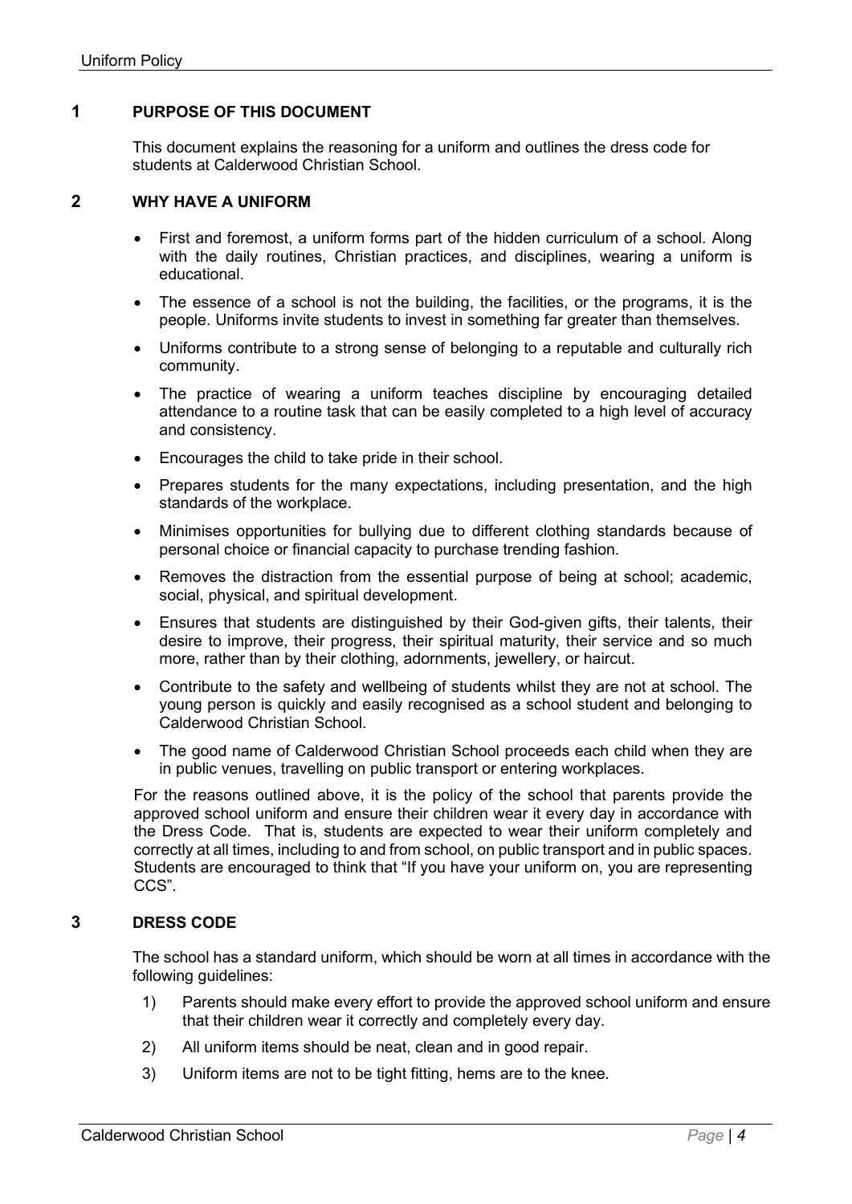## 1 PURPOSE OF THIS DOCUMENT

This document explains the reasoning for a uniform and outlines the dress code for students at Calderwood Christian School.

## 2 WHY HAVE A UNIFORM

- First and foremost, a uniform forms part of the hidden curriculum of a school. Along with the daily routines, Christian practices, and disciplines, wearing a uniform is educational.
- The essence of a school is not the building, the facilities, or the programs, it is the people. Uniforms invite students to invest in something far greater than themselves.
- Uniforms contribute to a strong sense of belonging to a reputable and culturally rich community.
- The practice of wearing a uniform teaches discipline by encouraging detailed attendance to a routine task that can be easily completed to a high level of accuracy and consistency.
- Encourages the child to take pride in their school.
- Prepares students for the many expectations, including presentation, and the high standards of the workplace.
- Minimises opportunities for bullying due to different clothing standards because of personal choice or financial capacity to purchase trending fashion.
- Removes the distraction from the essential purpose of being at school; academic, social, physical, and spiritual development.
- Ensures that students are distinguished by their God-given gifts, their talents, their desire to improve, their progress, their spiritual maturity, their service and so much more, rather than by their clothing, adornments, jewellery, or haircut.
- Contribute to the safety and wellbeing of students whilst they are not at school. The young person is quickly and easily recognised as a school student and belonging to Calderwood Christian School.
- The good name of Calderwood Christian School proceeds each child when they are in public venues, travelling on public transport or entering workplaces.

For the reasons outlined above, it is the policy of the school that parents provide the approved school uniform and ensure their children wear it every day in accordance with the Dress Code. That is, students are expected to wear their uniform completely and correctly at all times, including to and from school, on public transport and in public spaces. Students are encouraged to think that "If you have your uniform on, you are representing CCS".

## 3 DRESS CODE

The school has a standard uniform, which should be worn at all times in accordance with the following guidelines:

1) Parents should make every effort to provide the approved school uniform and ensure that their children wear it correctly and completely every day.
2) All uniform items should be neat, clean and in good repair.
3) Uniform items are not to be tight fitting, hems are to the knee.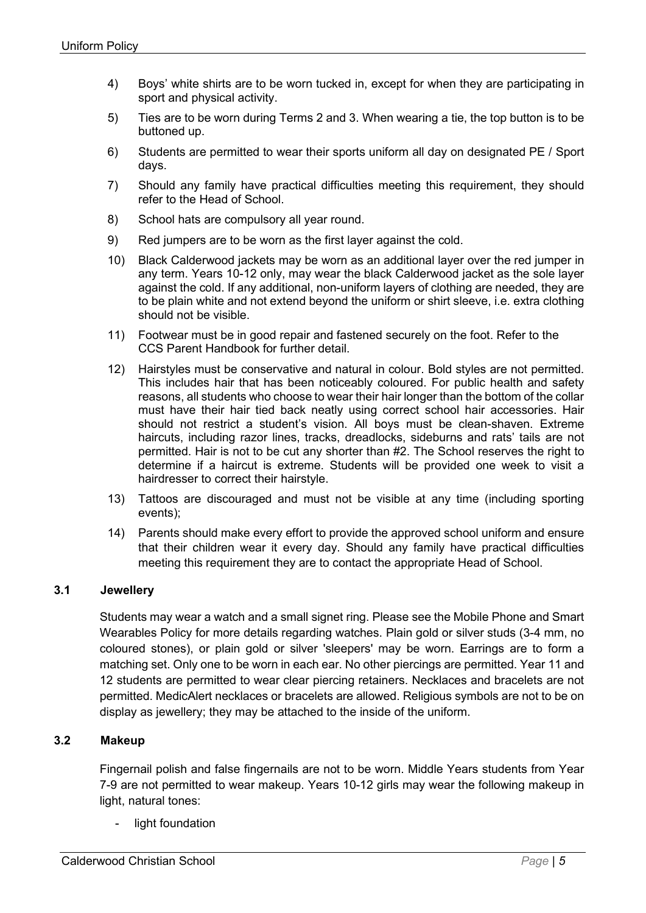4) Boys' white shirts are to be worn tucked in, except for when they are participating in sport and physical activity.

5) Ties are to be worn during Terms 2 and 3. When wearing a tie, the top button is to be buttoned up.

6) Students are permitted to wear their sports uniform all day on designated PE / Sport days.

7) Should any family have practical difficulties meeting this requirement, they should refer to the Head of School.

8) School hats are compulsory all year round.

9) Red jumpers are to be worn as the first layer against the cold.

10) Black Calderwood jackets may be worn as an additional layer over the red jumper in any term. Years 10-12 only, may wear the black Calderwood jacket as the sole layer against the cold. If any additional, non-uniform layers of clothing are needed, they are to be plain white and not extend beyond the uniform or shirt sleeve, i.e. extra clothing should not be visible.

11) Footwear must be in good repair and fastened securely on the foot. Refer to the CCS Parent Handbook for further detail.

12) Hairstyles must be conservative and natural in colour. Bold styles are not permitted. This includes hair that has been noticeably coloured. For public health and safety reasons, all students who choose to wear their hair longer than the bottom of the collar must have their hair tied back neatly using correct school hair accessories. Hair should not restrict a student's vision. All boys must be clean-shaven. Extreme haircuts, including razor lines, tracks, dreadlocks, sideburns and rats' tails are not permitted. Hair is not to be cut any shorter than #2. The School reserves the right to determine if a haircut is extreme. Students will be provided one week to visit a hairdresser to correct their hairstyle.

13) Tattoos are discouraged and must not be visible at any time (including sporting events);

14) Parents should make every effort to provide the approved school uniform and ensure that their children wear it every day. Should any family have practical difficulties meeting this requirement they are to contact the appropriate Head of School.

### 3.1 Jewellery

Students may wear a watch and a small signet ring. Please see the Mobile Phone and Smart Wearables Policy for more details regarding watches. Plain gold or silver studs (3-4 mm, no coloured stones), or plain gold or silver 'sleepers' may be worn. Earrings are to form a matching set. Only one to be worn in each ear. No other piercings are permitted. Year 11 and 12 students are permitted to wear clear piercing retainers. Necklaces and bracelets are not permitted. MedicAlert necklaces or bracelets are allowed. Religious symbols are not to be on display as jewellery; they may be attached to the inside of the uniform.

### 3.2 Makeup

Fingernail polish and false fingernails are not to be worn. Middle Years students from Year 7-9 are not permitted to wear makeup. Years 10-12 girls may wear the following makeup in light, natural tones:

- light foundation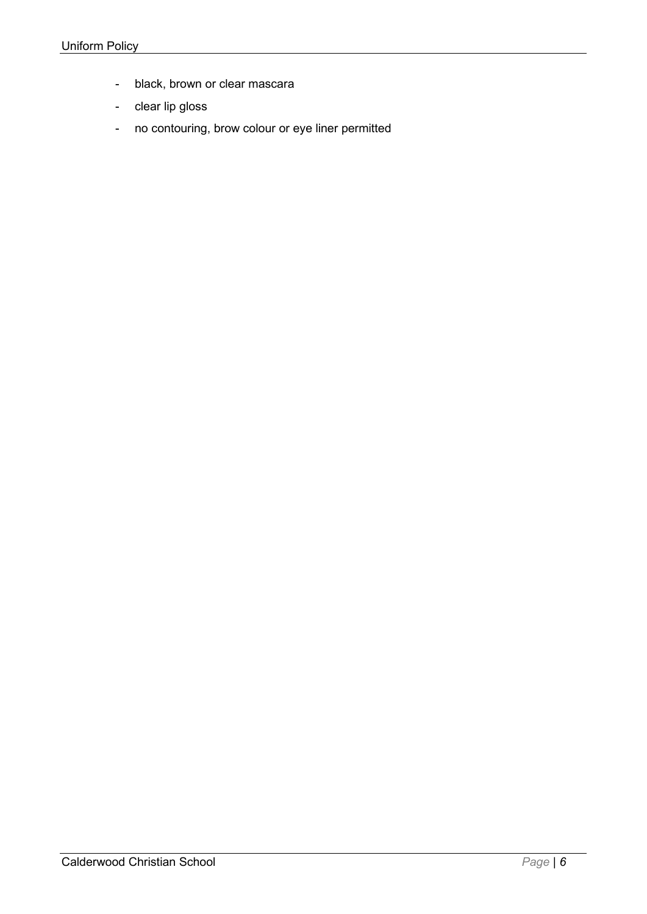- black, brown or clear mascara
- clear lip gloss
- no contouring, brow colour or eye liner permitted